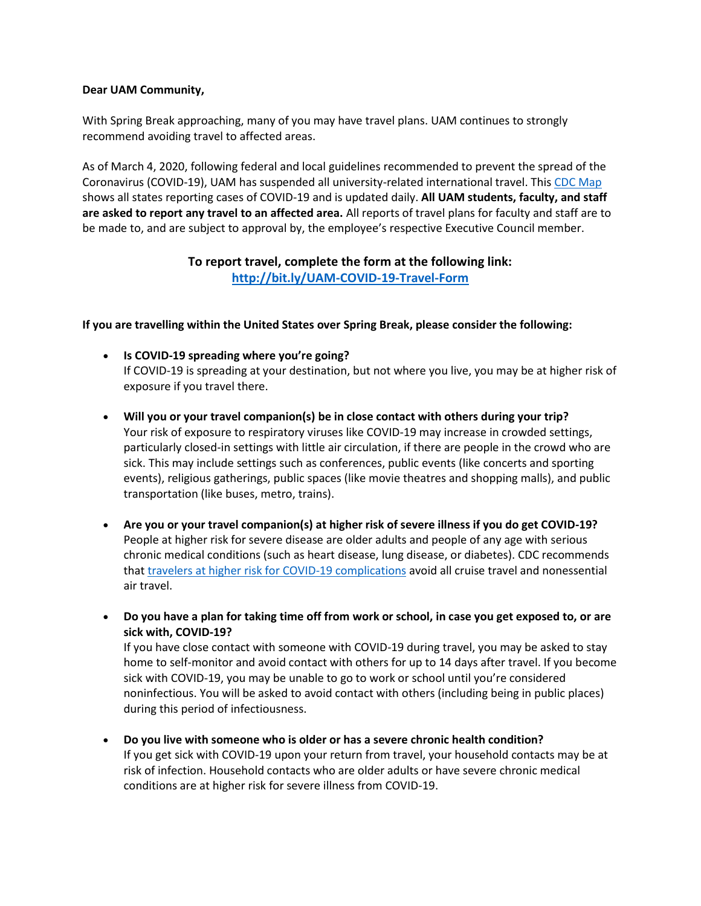**Dear UAM Community,**

With Spring Break approaching, many of you may have travel plans. UAM continues to strongly recommend avoiding travel to affected areas.

As of March 4, 2020, following federal and local guidelines recommended to prevent the spread of the Coronavirus (COVID-19), UAM has suspended all university-related international travel. This [CDC Map]() shows all states reporting cases of COVID-19 and is updated daily. **All UAM students, faculty, and staff are asked to report any travel to an affected area.** All reports of travel plans for faculty and staff are to be made to, and are subject to approval by, the employee's respective Executive Council member.

**To report travel, complete the form at the following link:**
**[http://bit.ly/UAM-COVID-19-Travel-Form](http://bit.ly/UAM-COVID-19-Travel-Form)**

**If you are travelling within the United States over Spring Break, please consider the following:**

- **Is COVID-19 spreading where you're going?**
  If COVID-19 is spreading at your destination, but not where you live, you may be at higher risk of exposure if you travel there.

- **Will you or your travel companion(s) be in close contact with others during your trip?**
  Your risk of exposure to respiratory viruses like COVID-19 may increase in crowded settings, particularly closed-in settings with little air circulation, if there are people in the crowd who are sick. This may include settings such as conferences, public events (like concerts and sporting events), religious gatherings, public spaces (like movie theatres and shopping malls), and public transportation (like buses, metro, trains).

- **Are you or your travel companion(s) at higher risk of severe illness if you do get COVID-19?**
  People at higher risk for severe disease are older adults and people of any age with serious chronic medical conditions (such as heart disease, lung disease, or diabetes). CDC recommends that [travelers at higher risk for COVID-19 complications]() avoid all cruise travel and nonessential air travel.

- **Do you have a plan for taking time off from work or school, in case you get exposed to, or are sick with, COVID-19?**
  If you have close contact with someone with COVID-19 during travel, you may be asked to stay home to self-monitor and avoid contact with others for up to 14 days after travel. If you become sick with COVID-19, you may be unable to go to work or school until you're considered noninfectious. You will be asked to avoid contact with others (including being in public places) during this period of infectiousness.

- **Do you live with someone who is older or has a severe chronic health condition?**
  If you get sick with COVID-19 upon your return from travel, your household contacts may be at risk of infection. Household contacts who are older adults or have severe chronic medical conditions are at higher risk for severe illness from COVID-19.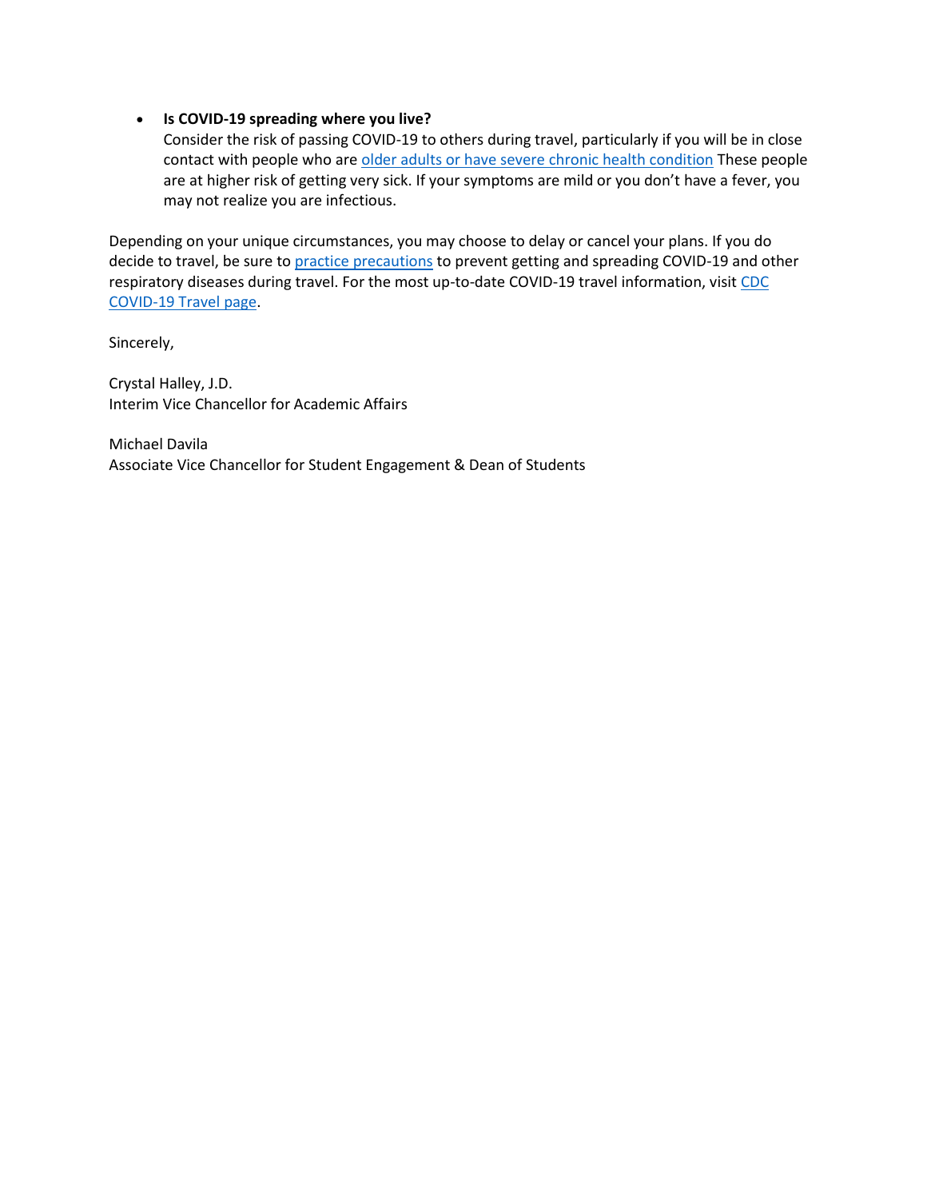- **Is COVID-19 spreading where you live?**
  Consider the risk of passing COVID-19 to others during travel, particularly if you will be in close contact with people who are older adults or have severe chronic health condition These people are at higher risk of getting very sick. If your symptoms are mild or you don't have a fever, you may not realize you are infectious.

Depending on your unique circumstances, you may choose to delay or cancel your plans. If you do decide to travel, be sure to practice precautions to prevent getting and spreading COVID-19 and other respiratory diseases during travel. For the most up-to-date COVID-19 travel information, visit CDC COVID-19 Travel page.

Sincerely,

Crystal Halley, J.D.
Interim Vice Chancellor for Academic Affairs

Michael Davila
Associate Vice Chancellor for Student Engagement & Dean of Students